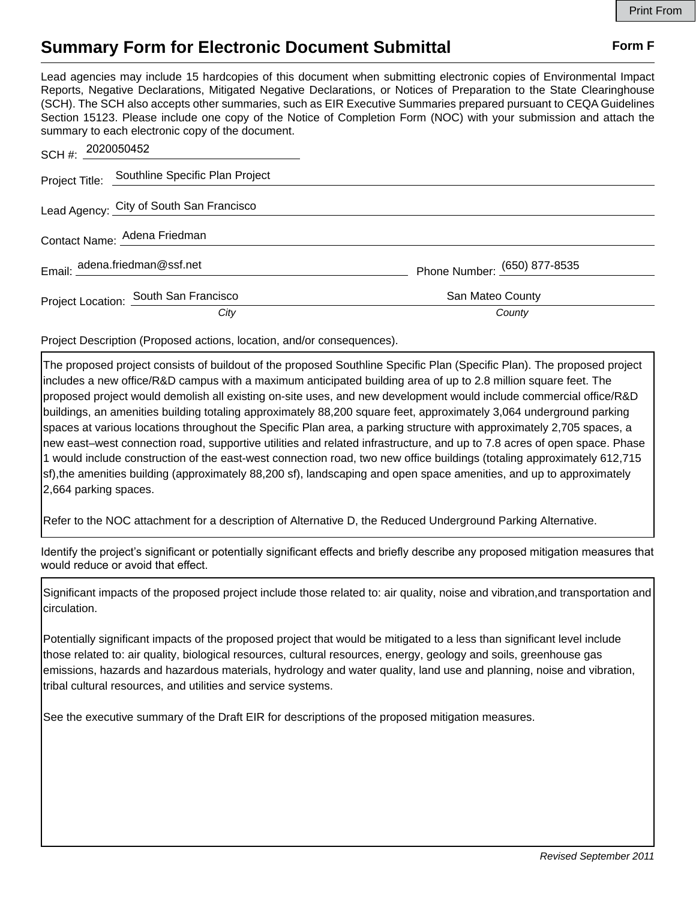# Summary Form for Electronic Document Submittal

**Form F**

Lead agencies may include 15 hardcopies of this document when submitting electronic copies of Environmental Impact Reports, Negative Declarations, Mitigated Negative Declarations, or Notices of Preparation to the State Clearinghouse (SCH). The SCH also accepts other summaries, such as EIR Executive Summaries prepared pursuant to CEQA Guidelines Section 15123. Please include one copy of the Notice of Completion Form (NOC) with your submission and attach the summary to each electronic copy of the document.

SCH #: 2020050452

Project Title: Southline Specific Plan Project

Lead Agency: City of South San Francisco

Contact Name: Adena Friedman

Email: adena.friedman@ssf.net

Phone Number: (650) 877-8535

Project Location: South San Francisco (*City*) San Mateo County (*County*)

Project Description (Proposed actions, location, and/or consequences).

The proposed project consists of buildout of the proposed Southline Specific Plan (Specific Plan). The proposed project includes a new office/R&D campus with a maximum anticipated building area of up to 2.8 million square feet. The proposed project would demolish all existing on-site uses, and new development would include commercial office/R&D buildings, an amenities building totaling approximately 88,200 square feet, approximately 3,064 underground parking spaces at various locations throughout the Specific Plan area, a parking structure with approximately 2,705 spaces, a new east–west connection road, supportive utilities and related infrastructure, and up to 7.8 acres of open space. Phase 1 would include construction of the east-west connection road, two new office buildings (totaling approximately 612,715 sf),the amenities building (approximately 88,200 sf), landscaping and open space amenities, and up to approximately 2,664 parking spaces.

Refer to the NOC attachment for a description of Alternative D, the Reduced Underground Parking Alternative.

Identify the project's significant or potentially significant effects and briefly describe any proposed mitigation measures that would reduce or avoid that effect.

Significant impacts of the proposed project include those related to: air quality, noise and vibration,and transportation and circulation.

Potentially significant impacts of the proposed project that would be mitigated to a less than significant level include those related to: air quality, biological resources, cultural resources, energy, geology and soils, greenhouse gas emissions, hazards and hazardous materials, hydrology and water quality, land use and planning, noise and vibration, tribal cultural resources, and utilities and service systems.

See the executive summary of the Draft EIR for descriptions of the proposed mitigation measures.

*Revised September 2011*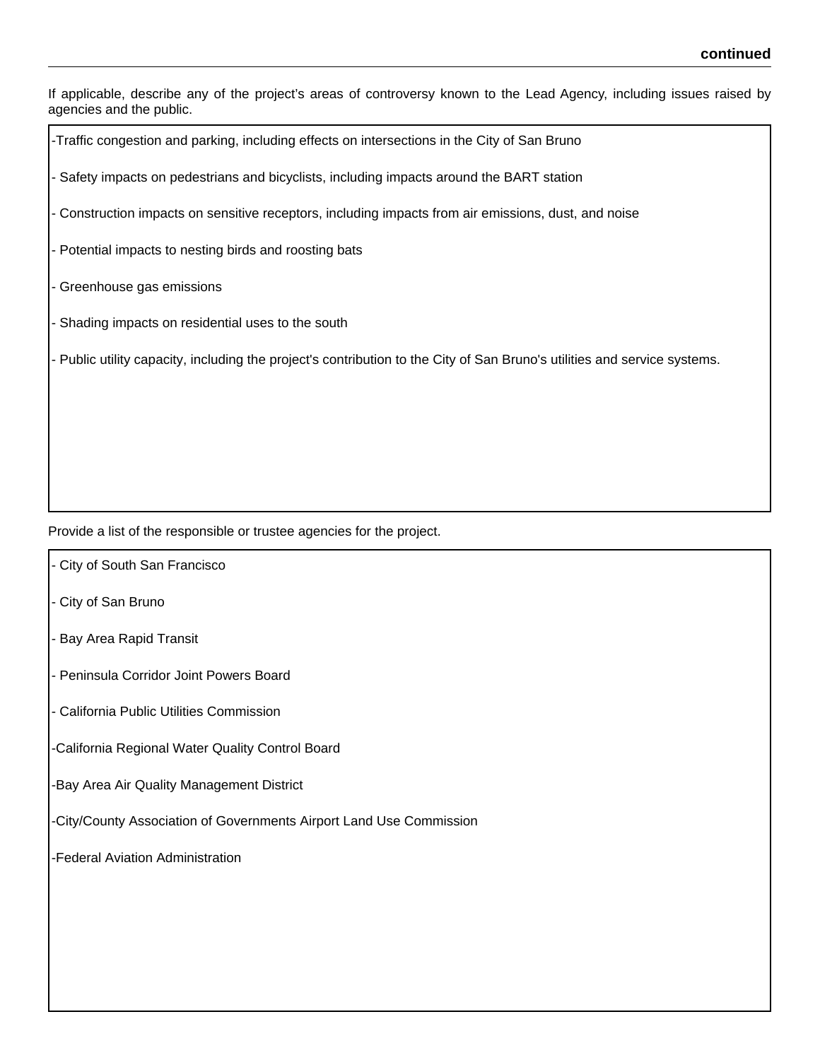**continued**

If applicable, describe any of the project's areas of controversy known to the Lead Agency, including issues raised by agencies and the public.

- Traffic congestion and parking, including effects on intersections in the City of San Bruno
- Safety impacts on pedestrians and bicyclists, including impacts around the BART station
- Construction impacts on sensitive receptors, including impacts from air emissions, dust, and noise
- Potential impacts to nesting birds and roosting bats
- Greenhouse gas emissions
- Shading impacts on residential uses to the south
- Public utility capacity, including the project's contribution to the City of San Bruno's utilities and service systems.

Provide a list of the responsible or trustee agencies for the project.

- City of South San Francisco
- City of San Bruno
- Bay Area Rapid Transit
- Peninsula Corridor Joint Powers Board
- California Public Utilities Commission
- California Regional Water Quality Control Board
- Bay Area Air Quality Management District
- City/County Association of Governments Airport Land Use Commission
- Federal Aviation Administration